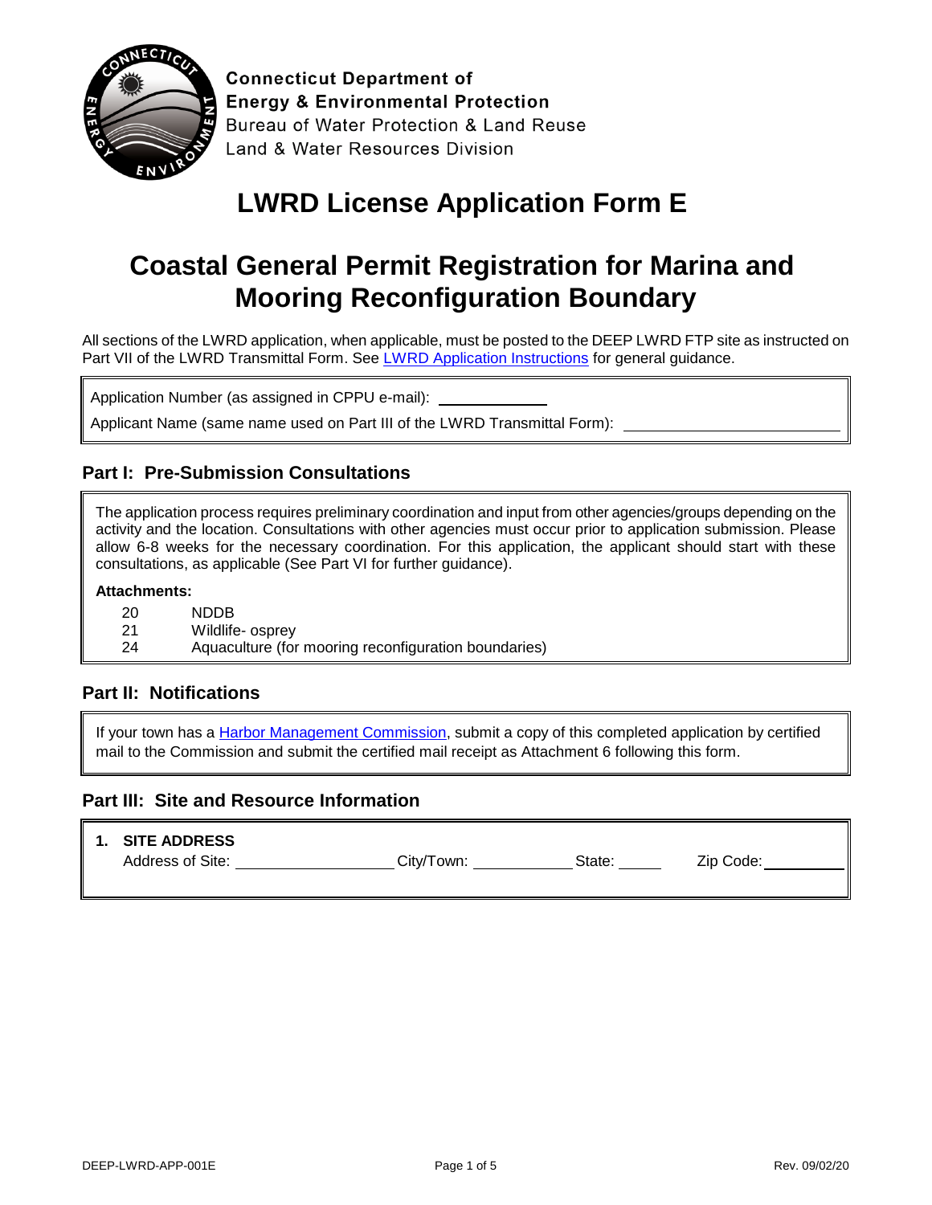Connecticut Department of
Energy & Environmental Protection
Bureau of Water Protection & Land Reuse
Land & Water Resources Division

# LWRD License Application Form E

# Coastal General Permit Registration for Marina and Mooring Reconfiguration Boundary

All sections of the LWRD application, when applicable, must be posted to the DEEP LWRD FTP site as instructed on Part VII of the LWRD Transmittal Form. See [LWRD Application Instructions]() for general guidance.

Application Number (as assigned in CPPU e-mail): ____________

Applicant Name (same name used on Part III of the LWRD Transmittal Form): ____________________

## Part I: Pre-Submission Consultations

The application process requires preliminary coordination and input from other agencies/groups depending on the activity and the location. Consultations with other agencies must occur prior to application submission. Please allow 6-8 weeks for the necessary coordination. For this application, the applicant should start with these consultations, as applicable (See Part VI for further guidance).

**Attachments:**

- 20 NDDB
- 21 Wildlife- osprey
- 24 Aquaculture (for mooring reconfiguration boundaries)

## Part II: Notifications

If your town has a [Harbor Management Commission](), submit a copy of this completed application by certified mail to the Commission and submit the certified mail receipt as Attachment 6 following this form.

## Part III: Site and Resource Information

**1. SITE ADDRESS**

Address of Site: ________________ City/Town: __________ State: _____ Zip Code: ________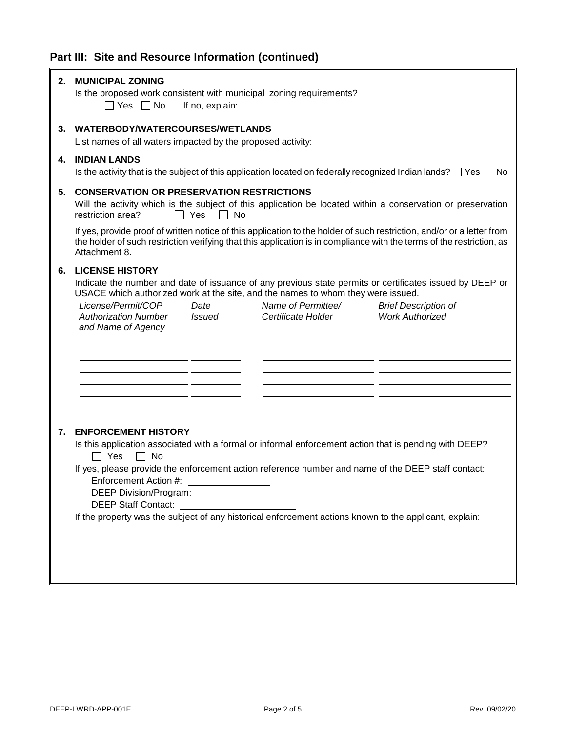## Part III: Site and Resource Information (continued)

**2. MUNICIPAL ZONING**

Is the proposed work consistent with municipal zoning requirements?

☐ Yes ☐ No If no, explain:

**3. WATERBODY/WATERCOURSES/WETLANDS**

List names of all waters impacted by the proposed activity:

**4. INDIAN LANDS**

Is the activity that is the subject of this application located on federally recognized Indian lands? ☐ Yes ☐ No

**5. CONSERVATION OR PRESERVATION RESTRICTIONS**

Will the activity which is the subject of this application be located within a conservation or preservation restriction area? ☐ Yes ☐ No

If yes, provide proof of written notice of this application to the holder of such restriction, and/or or a letter from the holder of such restriction verifying that this application is in compliance with the terms of the restriction, as Attachment 8.

**6. LICENSE HISTORY**

Indicate the number and date of issuance of any previous state permits or certificates issued by DEEP or USACE which authorized work at the site, and the names to whom they were issued.

| *License/Permit/COP Authorization Number and Name of Agency* | *Date Issued* | *Name of Permittee/ Certificate Holder* | *Brief Description of Work Authorized* |
|---|---|---|---|
| | | | |
| | | | |
| | | | |
| | | | |

**7. ENFORCEMENT HISTORY**

Is this application associated with a formal or informal enforcement action that is pending with DEEP?

☐ Yes ☐ No

If yes, please provide the enforcement action reference number and name of the DEEP staff contact:

Enforcement Action #: ________________

DEEP Division/Program: ____________________

DEEP Staff Contact: ______________________

If the property was the subject of any historical enforcement actions known to the applicant, explain: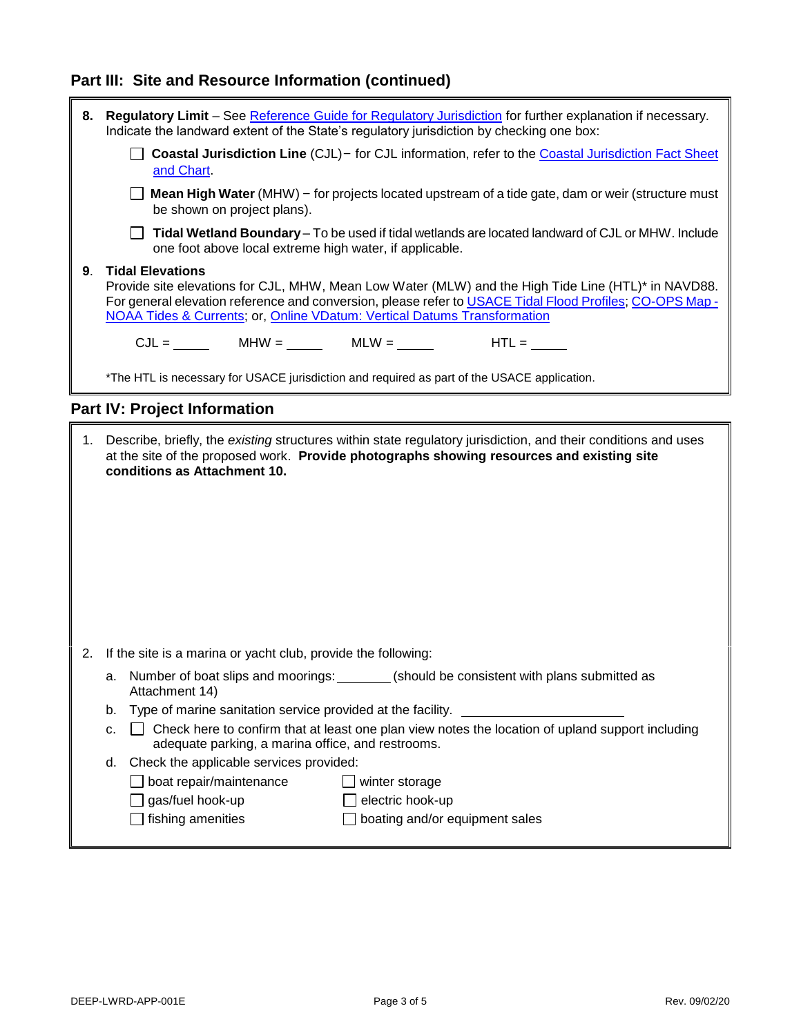## Part III: Site and Resource Information (continued)

**8. Regulatory Limit** – See Reference Guide for Regulatory Jurisdiction for further explanation if necessary. Indicate the landward extent of the State's regulatory jurisdiction by checking one box:

- ☐ **Coastal Jurisdiction Line** (CJL) − for CJL information, refer to the Coastal Jurisdiction Fact Sheet and Chart.
- ☐ **Mean High Water** (MHW) − for projects located upstream of a tide gate, dam or weir (structure must be shown on project plans).
- ☐ **Tidal Wetland Boundary** – To be used if tidal wetlands are located landward of CJL or MHW. Include one foot above local extreme high water, if applicable.

**9. Tidal Elevations**
Provide site elevations for CJL, MHW, Mean Low Water (MLW) and the High Tide Line (HTL)* in NAVD88. For general elevation reference and conversion, please refer to USACE Tidal Flood Profiles; CO-OPS Map - NOAA Tides & Currents; or, Online VDatum: Vertical Datums Transformation

CJL = _____ MHW = _____ MLW = _____ HTL = _____

*The HTL is necessary for USACE jurisdiction and required as part of the USACE application.

## Part IV: Project Information

1. Describe, briefly, the *existing* structures within state regulatory jurisdiction, and their conditions and uses at the site of the proposed work. **Provide photographs showing resources and existing site conditions as Attachment 10.**

2. If the site is a marina or yacht club, provide the following:
   a. Number of boat slips and moorings: _______ (should be consistent with plans submitted as Attachment 14)
   b. Type of marine sanitation service provided at the facility. _____________________
   c. ☐ Check here to confirm that at least one plan view notes the location of upland support including adequate parking, a marina office, and restrooms.
   d. Check the applicable services provided:
      - ☐ boat repair/maintenance
      - ☐ winter storage
      - ☐ gas/fuel hook-up
      - ☐ electric hook-up
      - ☐ fishing amenities
      - ☐ boating and/or equipment sales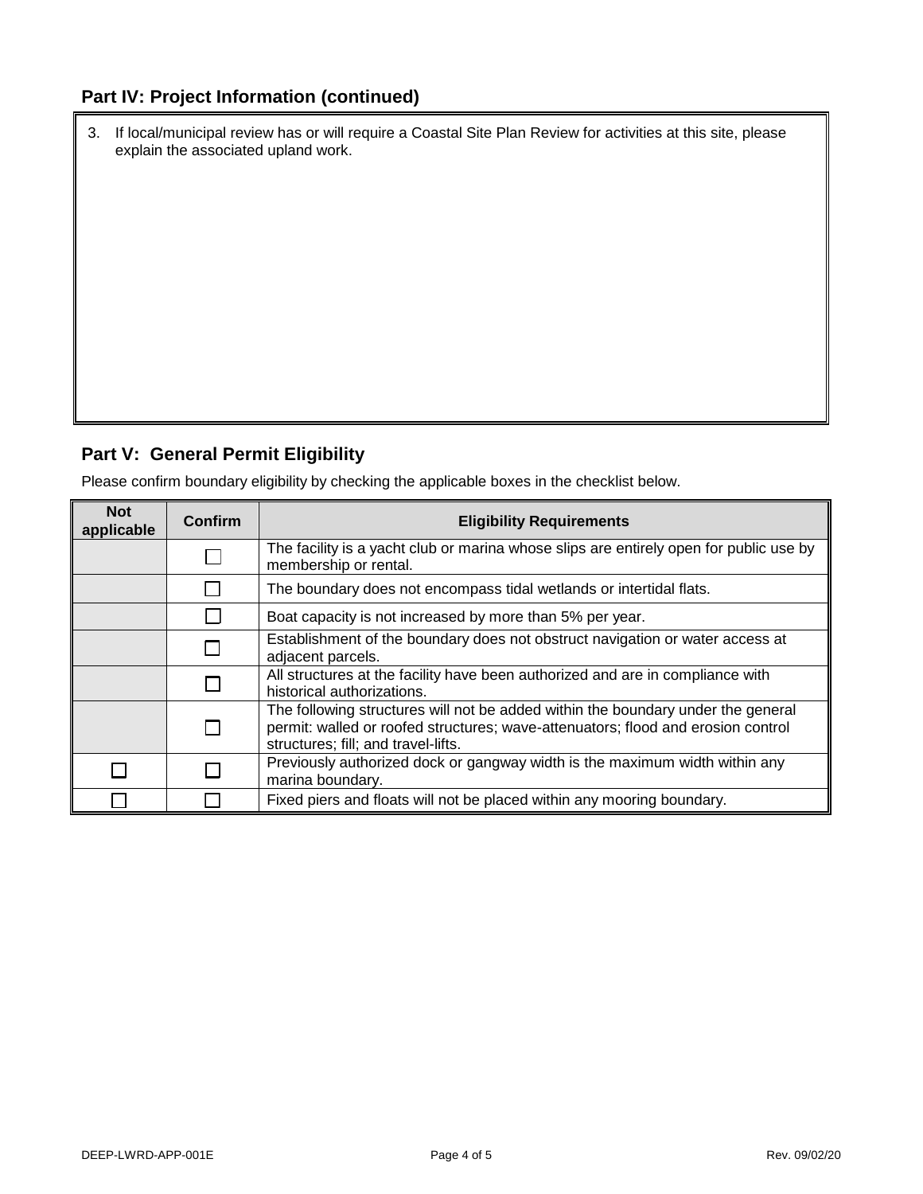## Part IV: Project Information (continued)

3. If local/municipal review has or will require a Coastal Site Plan Review for activities at this site, please explain the associated upland work.

## Part V: General Permit Eligibility

Please confirm boundary eligibility by checking the applicable boxes in the checklist below.

| Not applicable | Confirm | Eligibility Requirements |
|---|---|---|
| | ☐ | The facility is a yacht club or marina whose slips are entirely open for public use by membership or rental. |
| | ☐ | The boundary does not encompass tidal wetlands or intertidal flats. |
| | ☐ | Boat capacity is not increased by more than 5% per year. |
| | ☐ | Establishment of the boundary does not obstruct navigation or water access at adjacent parcels. |
| | ☐ | All structures at the facility have been authorized and are in compliance with historical authorizations. |
| | ☐ | The following structures will not be added within the boundary under the general permit: walled or roofed structures; wave-attenuators; flood and erosion control structures; fill; and travel-lifts. |
| ☐ | ☐ | Previously authorized dock or gangway width is the maximum width within any marina boundary. |
| ☐ | ☐ | Fixed piers and floats will not be placed within any mooring boundary. |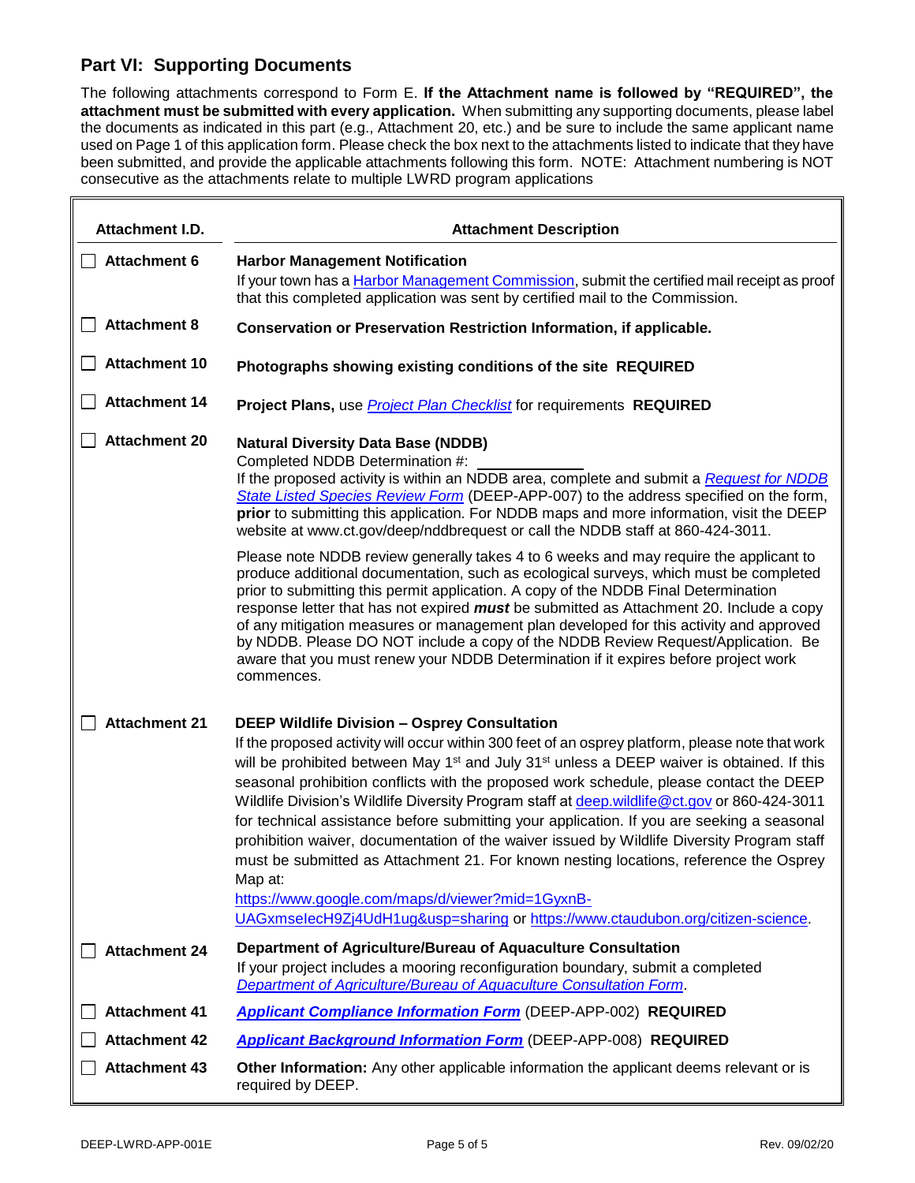## Part VI: Supporting Documents

The following attachments correspond to Form E. **If the Attachment name is followed by "REQUIRED", the attachment must be submitted with every application.** When submitting any supporting documents, please label the documents as indicated in this part (e.g., Attachment 20, etc.) and be sure to include the same applicant name used on Page 1 of this application form. Please check the box next to the attachments listed to indicate that they have been submitted, and provide the applicable attachments following this form. NOTE: Attachment numbering is NOT consecutive as the attachments relate to multiple LWRD program applications

| Attachment I.D. | Attachment Description |
|---|---|
| ☐ **Attachment 6** | **Harbor Management Notification**<br>If your town has a Harbor Management Commission, submit the certified mail receipt as proof that this completed application was sent by certified mail to the Commission. |
| ☐ **Attachment 8** | **Conservation or Preservation Restriction Information, if applicable.** |
| ☐ **Attachment 10** | **Photographs showing existing conditions of the site REQUIRED** |
| ☐ **Attachment 14** | **Project Plans,** use *Project Plan Checklist* for requirements **REQUIRED** |
| ☐ **Attachment 20** | **Natural Diversity Data Base (NDDB)**<br>Completed NDDB Determination #: \_\_\_\_\_\_\_\_\_\_\_\_<br>If the proposed activity is within an NDDB area, complete and submit a *Request for NDDB State Listed Species Review Form* (DEEP-APP-007) to the address specified on the form, **prior** to submitting this application. For NDDB maps and more information, visit the DEEP website at www.ct.gov/deep/nddbrequest or call the NDDB staff at 860-424-3011.<br><br>Please note NDDB review generally takes 4 to 6 weeks and may require the applicant to produce additional documentation, such as ecological surveys, which must be completed prior to submitting this permit application. A copy of the NDDB Final Determination response letter that has not expired ***must*** be submitted as Attachment 20. Include a copy of any mitigation measures or management plan developed for this activity and approved by NDDB. Please DO NOT include a copy of the NDDB Review Request/Application. Be aware that you must renew your NDDB Determination if it expires before project work commences. |
| ☐ **Attachment 21** | **DEEP Wildlife Division – Osprey Consultation**<br>If the proposed activity will occur within 300 feet of an osprey platform, please note that work will be prohibited between May 1st and July 31st unless a DEEP waiver is obtained. If this seasonal prohibition conflicts with the proposed work schedule, please contact the DEEP Wildlife Division's Wildlife Diversity Program staff at deep.wildlife@ct.gov or 860-424-3011 for technical assistance before submitting your application. If you are seeking a seasonal prohibition waiver, documentation of the waiver issued by Wildlife Diversity Program staff must be submitted as Attachment 21. For known nesting locations, reference the Osprey Map at:<br>https://www.google.com/maps/d/viewer?mid=1GyxnB-UAGxmselecH9Zj4UdH1ug&usp=sharing or https://www.ctaudubon.org/citizen-science. |
| ☐ **Attachment 24** | **Department of Agriculture/Bureau of Aquaculture Consultation**<br>If your project includes a mooring reconfiguration boundary, submit a completed *Department of Agriculture/Bureau of Aquaculture Consultation Form*. |
| ☐ **Attachment 41** | ***Applicant Compliance Information Form*** (DEEP-APP-002) **REQUIRED** |
| ☐ **Attachment 42** | ***Applicant Background Information Form*** (DEEP-APP-008) **REQUIRED** |
| ☐ **Attachment 43** | **Other Information:** Any other applicable information the applicant deems relevant or is required by DEEP. |